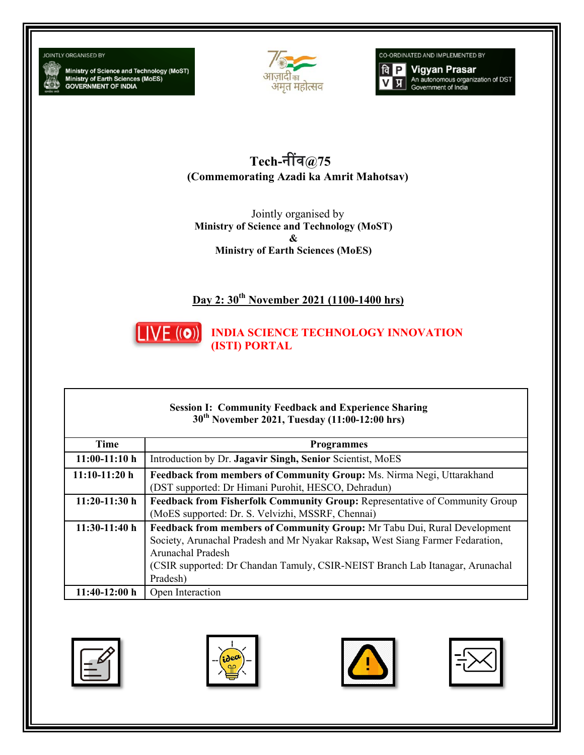JOINTLY ORGANISED BY

Ministry of Science and Technology (MoST)
Ministry of Earth Sciences (MoES)
GOVERNMENT OF INDIA

आज़ादी का अमृत महोत्सव

CO-ORDINATED AND IMPLEMENTED BY

Vigyan Prasar
An autonomous organization of DST
Government of India

# Tech-नींव@75

**(Commemorating Azadi ka Amrit Mahotsav)**

Jointly organised by
**Ministry of Science and Technology (MoST)**
**&**
**Ministry of Earth Sciences (MoES)**

## Day 2: 30th November 2021 (1100-1400 hrs)

LIVE **INDIA SCIENCE TECHNOLOGY INNOVATION (ISTI) PORTAL**

**Session I: Community Feedback and Experience Sharing**
**30th November 2021, Tuesday (11:00-12:00 hrs)**

| Time | Programmes |
|---|---|
| **11:00-11:10 h** | Introduction by Dr. **Jagavir Singh, Senior** Scientist, MoES |
| **11:10-11:20 h** | **Feedback from members of Community Group:** Ms. Nirma Negi, Uttarakhand (DST supported: Dr Himani Purohit, HESCO, Dehradun) |
| **11:20-11:30 h** | **Feedback from Fisherfolk Community Group:** Representative of Community Group (MoES supported: Dr. S. Velvizhi, MSSRF, Chennai) |
| **11:30-11:40 h** | **Feedback from members of Community Group:** Mr Tabu Dui, Rural Development Society, Arunachal Pradesh and Mr Nyakar Raksap**,** West Siang Farmer Fedaration, Arunachal Pradesh (CSIR supported: Dr Chandan Tamuly, CSIR-NEIST Branch Lab Itanagar, Arunachal Pradesh) |
| **11:40-12:00 h** | Open Interaction |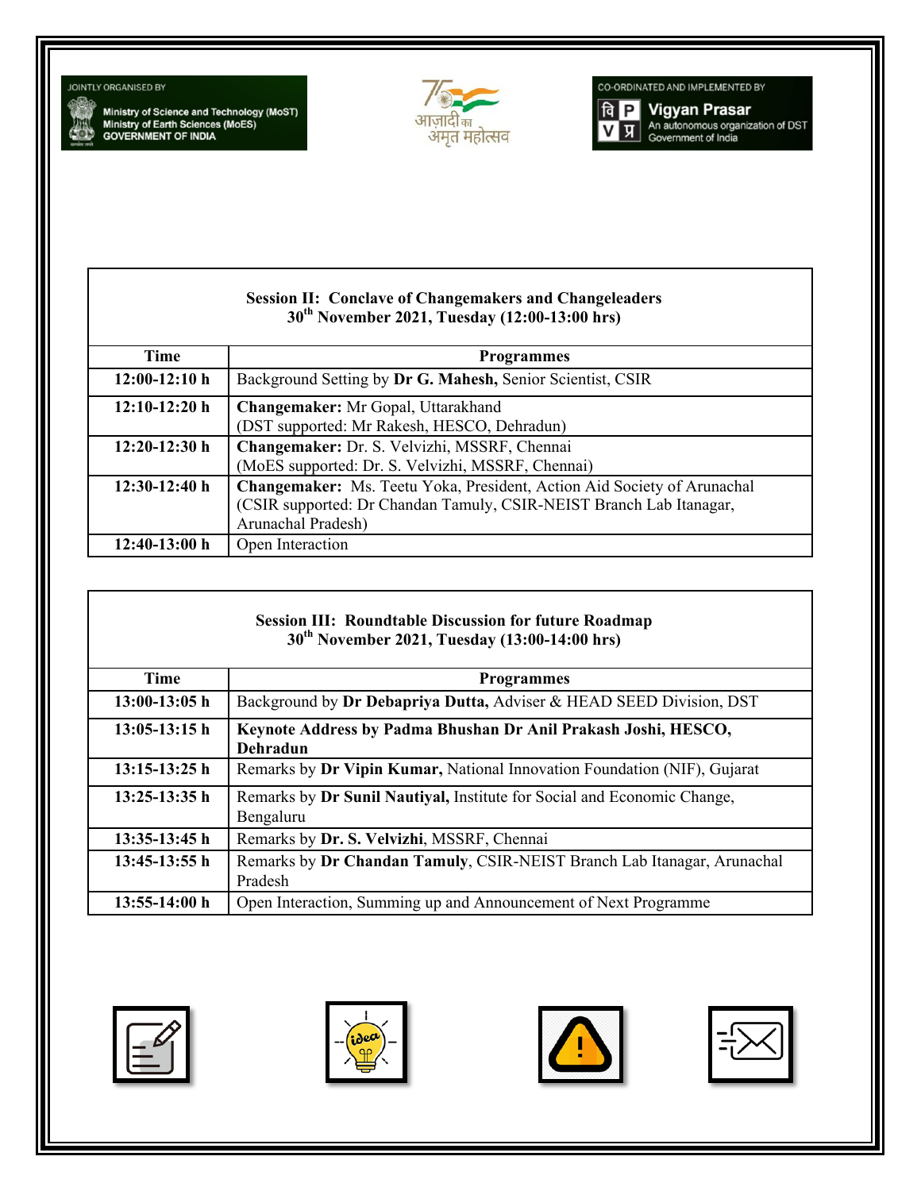JOINTLY ORGANISED BY

Ministry of Science and Technology (MoST)
Ministry of Earth Sciences (MoES)
GOVERNMENT OF INDIA

आज़ादी का अमृत महोत्सव

CO-ORDINATED AND IMPLEMENTED BY

Vigyan Prasar
An autonomous organization of DST
Government of India

| **Session II: Conclave of Changemakers and Changeleaders**<br>**30th November 2021, Tuesday (12:00-13:00 hrs)** | |
|---|---|
| **Time** | **Programmes** |
| **12:00-12:10 h** | Background Setting by **Dr G. Mahesh,** Senior Scientist, CSIR |
| **12:10-12:20 h** | **Changemaker:** Mr Gopal, Uttarakhand<br>(DST supported: Mr Rakesh, HESCO, Dehradun) |
| **12:20-12:30 h** | **Changemaker:** Dr. S. Velvizhi, MSSRF, Chennai<br>(MoES supported: Dr. S. Velvizhi, MSSRF, Chennai) |
| **12:30-12:40 h** | **Changemaker:** Ms. Teetu Yoka, President, Action Aid Society of Arunachal<br>(CSIR supported: Dr Chandan Tamuly, CSIR-NEIST Branch Lab Itanagar, Arunachal Pradesh) |
| **12:40-13:00 h** | Open Interaction |

| **Session III: Roundtable Discussion for future Roadmap**<br>**30th November 2021, Tuesday (13:00-14:00 hrs)** | |
|---|---|
| **Time** | **Programmes** |
| **13:00-13:05 h** | Background by **Dr Debapriya Dutta,** Adviser & HEAD SEED Division, DST |
| **13:05-13:15 h** | **Keynote Address by Padma Bhushan Dr Anil Prakash Joshi, HESCO, Dehradun** |
| **13:15-13:25 h** | Remarks by **Dr Vipin Kumar,** National Innovation Foundation (NIF), Gujarat |
| **13:25-13:35 h** | Remarks by **Dr Sunil Nautiyal,** Institute for Social and Economic Change, Bengaluru |
| **13:35-13:45 h** | Remarks by **Dr. S. Velvizhi**, MSSRF, Chennai |
| **13:45-13:55 h** | Remarks by **Dr Chandan Tamuly**, CSIR-NEIST Branch Lab Itanagar, Arunachal Pradesh |
| **13:55-14:00 h** | Open Interaction, Summing up and Announcement of Next Programme |